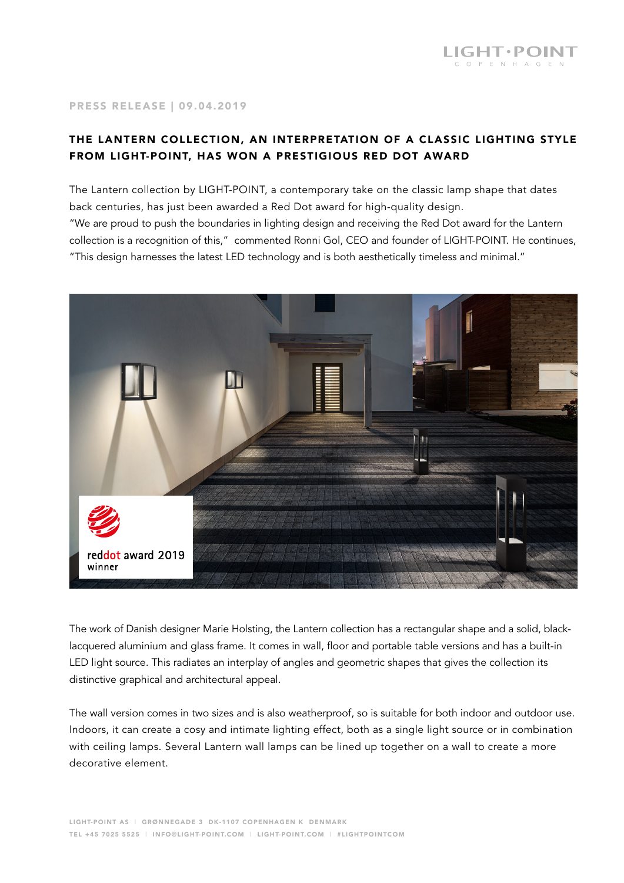PRESS RELEASE | 09.04.2019

## THE LANTERN COLLECTION, AN INTERPRETATION OF A CLASSIC LIGHTING STYLE FROM LIGHT-POINT, HAS WON A PRESTIGIOUS RED DOT AWARD

The Lantern collection by LIGHT-POINT, a contemporary take on the classic lamp shape that dates back centuries, has just been awarded a Red Dot award for high-quality design.
"We are proud to push the boundaries in lighting design and receiving the Red Dot award for the Lantern collection is a recognition of this," commented Ronni Gol, CEO and founder of LIGHT-POINT. He continues, "This design harnesses the latest LED technology and is both aesthetically timeless and minimal."

The work of Danish designer Marie Holsting, the Lantern collection has a rectangular shape and a solid, black-lacquered aluminium and glass frame. It comes in wall, floor and portable table versions and has a built-in LED light source. This radiates an interplay of angles and geometric shapes that gives the collection its distinctive graphical and architectural appeal.

The wall version comes in two sizes and is also weatherproof, so is suitable for both indoor and outdoor use. Indoors, it can create a cosy and intimate lighting effect, both as a single light source or in combination with ceiling lamps. Several Lantern wall lamps can be lined up together on a wall to create a more decorative element.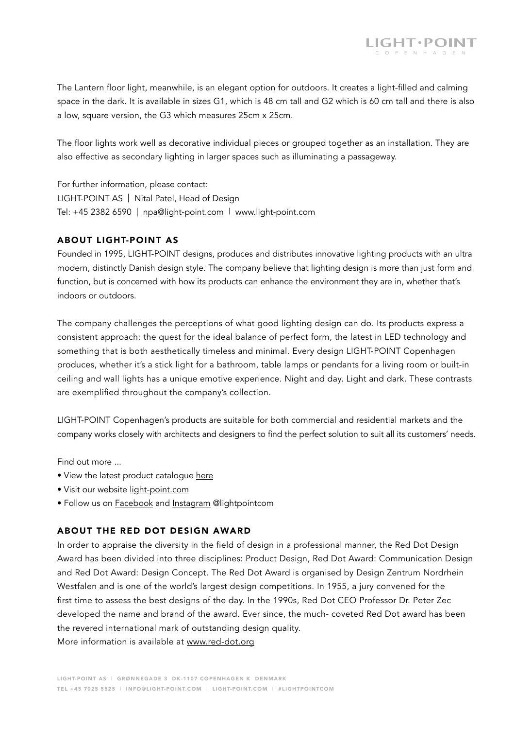The Lantern floor light, meanwhile, is an elegant option for outdoors. It creates a light-filled and calming space in the dark. It is available in sizes G1, which is 48 cm tall and G2 which is 60 cm tall and there is also a low, square version, the G3 which measures 25cm x 25cm.

The floor lights work well as decorative individual pieces or grouped together as an installation. They are also effective as secondary lighting in larger spaces such as illuminating a passageway.

For further information, please contact:
LIGHT-POINT AS | Nital Patel, Head of Design
Tel: +45 2382 6590 | npa@light-point.com | www.light-point.com

## ABOUT LIGHT-POINT AS

Founded in 1995, LIGHT-POINT designs, produces and distributes innovative lighting products with an ultra modern, distinctly Danish design style. The company believe that lighting design is more than just form and function, but is concerned with how its products can enhance the environment they are in, whether that's indoors or outdoors.

The company challenges the perceptions of what good lighting design can do. Its products express a consistent approach: the quest for the ideal balance of perfect form, the latest in LED technology and something that is both aesthetically timeless and minimal. Every design LIGHT-POINT Copenhagen produces, whether it's a stick light for a bathroom, table lamps or pendants for a living room or built-in ceiling and wall lights has a unique emotive experience. Night and day. Light and dark. These contrasts are exemplified throughout the company's collection.

LIGHT-POINT Copenhagen's products are suitable for both commercial and residential markets and the company works closely with architects and designers to find the perfect solution to suit all its customers' needs.

Find out more ...

- View the latest product catalogue here
- Visit our website light-point.com
- Follow us on Facebook and Instagram @lightpointcom

## ABOUT THE RED DOT DESIGN AWARD

In order to appraise the diversity in the field of design in a professional manner, the Red Dot Design Award has been divided into three disciplines: Product Design, Red Dot Award: Communication Design and Red Dot Award: Design Concept. The Red Dot Award is organised by Design Zentrum Nordrhein Westfalen and is one of the world's largest design competitions. In 1955, a jury convened for the first time to assess the best designs of the day. In the 1990s, Red Dot CEO Professor Dr. Peter Zec developed the name and brand of the award. Ever since, the much- coveted Red Dot award has been the revered international mark of outstanding design quality.
More information is available at www.red-dot.org

LIGHT-POINT AS | GRØNNEGADE 3 DK-1107 COPENHAGEN K DENMARK
TEL +45 7025 5525 | INFO@LIGHT-POINT.COM | LIGHT-POINT.COM | #LIGHTPOINTCOM